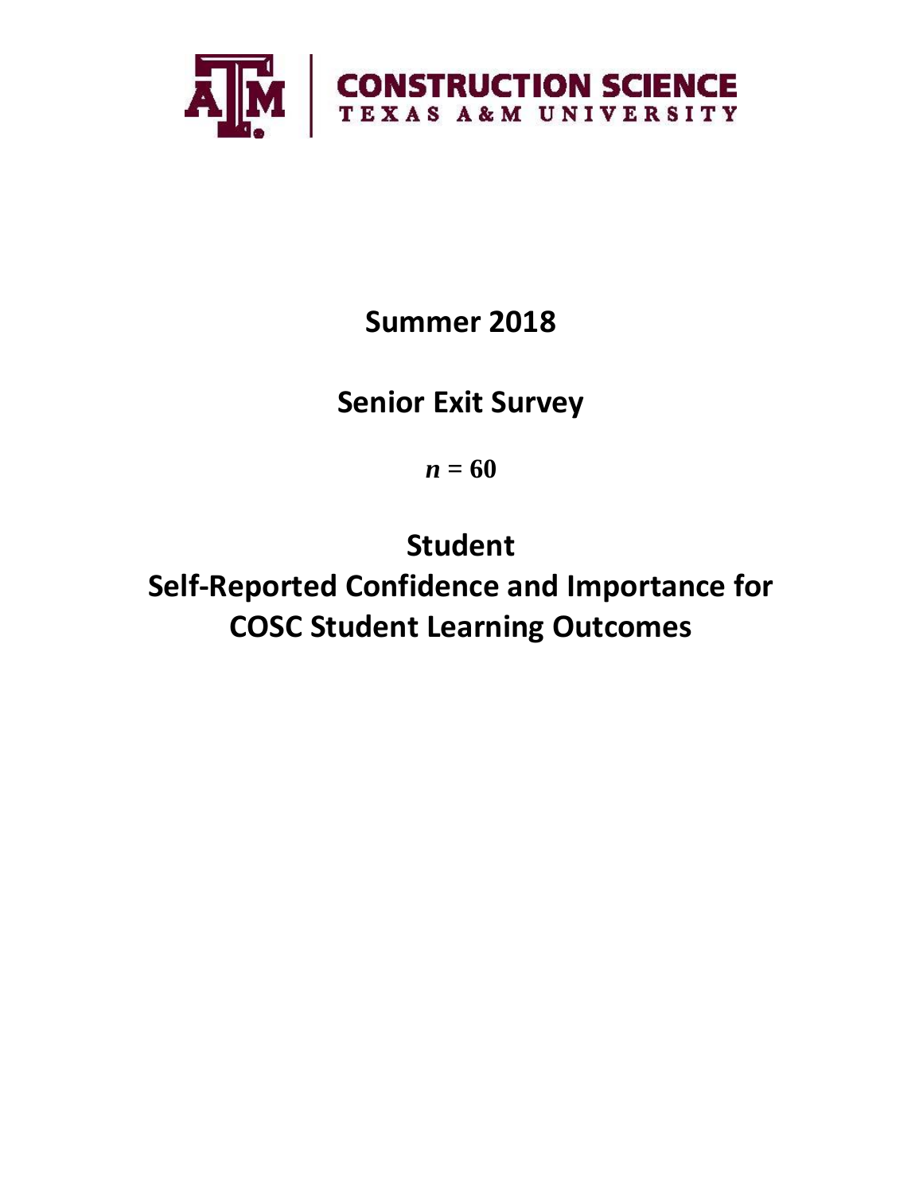CONSTRUCTION SCIENCE
TEXAS A&M UNIVERSITY

# Summer 2018

# Senior Exit Survey

$n = 60$

# Student Self-Reported Confidence and Importance for COSC Student Learning Outcomes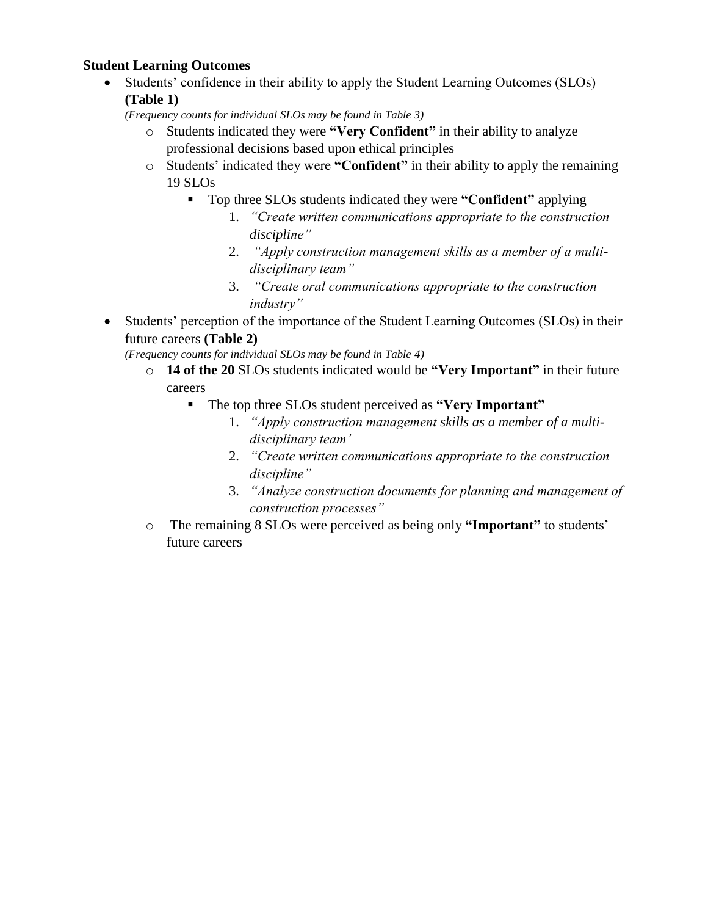**Student Learning Outcomes**

- Students' confidence in their ability to apply the Student Learning Outcomes (SLOs) **(Table 1)**
  *(Frequency counts for individual SLOs may be found in Table 3)*
  - Students indicated they were **"Very Confident"** in their ability to analyze professional decisions based upon ethical principles
  - Students' indicated they were **"Confident"** in their ability to apply the remaining 19 SLOs
    - Top three SLOs students indicated they were **"Confident"** applying
      1. *"Create written communications appropriate to the construction discipline"*
      2. *"Apply construction management skills as a member of a multi-disciplinary team"*
      3. *"Create oral communications appropriate to the construction industry"*
- Students' perception of the importance of the Student Learning Outcomes (SLOs) in their future careers **(Table 2)**
  *(Frequency counts for individual SLOs may be found in Table 4)*
  - **14 of the 20** SLOs students indicated would be **"Very Important"** in their future careers
    - The top three SLOs student perceived as **"Very Important"**
      1. *"Apply construction management skills as a member of a multi-disciplinary team'*
      2. *"Create written communications appropriate to the construction discipline"*
      3. *"Analyze construction documents for planning and management of construction processes"*
  - The remaining 8 SLOs were perceived as being only **"Important"** to students' future careers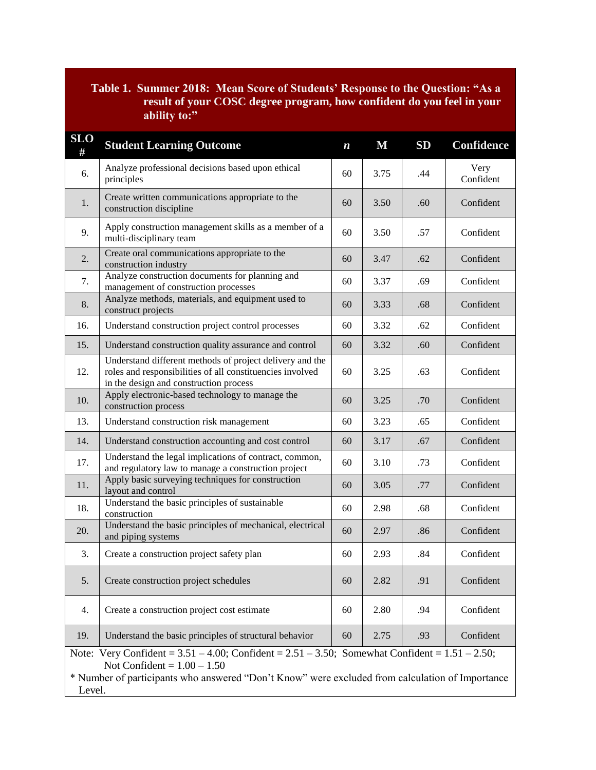**Table 1. Summer 2018: Mean Score of Students' Response to the Question: "As a result of your COSC degree program, how confident do you feel in your ability to:"**

| SLO # | Student Learning Outcome | *n* | M | SD | Confidence |
|---|---|---|---|---|---|
| 6. | Analyze professional decisions based upon ethical principles | 60 | 3.75 | .44 | Very Confident |
| 1. | Create written communications appropriate to the construction discipline | 60 | 3.50 | .60 | Confident |
| 9. | Apply construction management skills as a member of a multi-disciplinary team | 60 | 3.50 | .57 | Confident |
| 2. | Create oral communications appropriate to the construction industry | 60 | 3.47 | .62 | Confident |
| 7. | Analyze construction documents for planning and management of construction processes | 60 | 3.37 | .69 | Confident |
| 8. | Analyze methods, materials, and equipment used to construct projects | 60 | 3.33 | .68 | Confident |
| 16. | Understand construction project control processes | 60 | 3.32 | .62 | Confident |
| 15. | Understand construction quality assurance and control | 60 | 3.32 | .60 | Confident |
| 12. | Understand different methods of project delivery and the roles and responsibilities of all constituencies involved in the design and construction process | 60 | 3.25 | .63 | Confident |
| 10. | Apply electronic-based technology to manage the construction process | 60 | 3.25 | .70 | Confident |
| 13. | Understand construction risk management | 60 | 3.23 | .65 | Confident |
| 14. | Understand construction accounting and cost control | 60 | 3.17 | .67 | Confident |
| 17. | Understand the legal implications of contract, common, and regulatory law to manage a construction project | 60 | 3.10 | .73 | Confident |
| 11. | Apply basic surveying techniques for construction layout and control | 60 | 3.05 | .77 | Confident |
| 18. | Understand the basic principles of sustainable construction | 60 | 2.98 | .68 | Confident |
| 20. | Understand the basic principles of mechanical, electrical and piping systems | 60 | 2.97 | .86 | Confident |
| 3. | Create a construction project safety plan | 60 | 2.93 | .84 | Confident |
| 5. | Create construction project schedules | 60 | 2.82 | .91 | Confident |
| 4. | Create a construction project cost estimate | 60 | 2.80 | .94 | Confident |
| 19. | Understand the basic principles of structural behavior | 60 | 2.75 | .93 | Confident |

Note: Very Confident = 3.51 – 4.00; Confident = 2.51 – 3.50; Somewhat Confident = 1.51 – 2.50; Not Confident = 1.00 – 1.50

* Number of participants who answered "Don't Know" were excluded from calculation of Importance Level.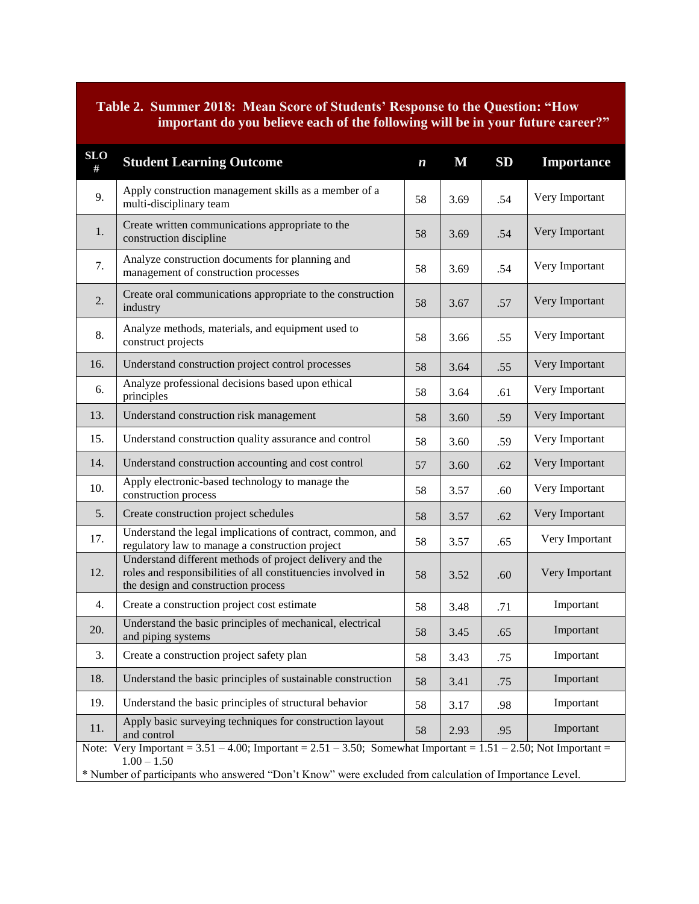**Table 2. Summer 2018: Mean Score of Students' Response to the Question: "How important do you believe each of the following will be in your future career?"**

| SLO # | Student Learning Outcome | *n* | M | SD | Importance |
|---|---|---|---|---|---|
| 9. | Apply construction management skills as a member of a multi-disciplinary team | 58 | 3.69 | .54 | Very Important |
| 1. | Create written communications appropriate to the construction discipline | 58 | 3.69 | .54 | Very Important |
| 7. | Analyze construction documents for planning and management of construction processes | 58 | 3.69 | .54 | Very Important |
| 2. | Create oral communications appropriate to the construction industry | 58 | 3.67 | .57 | Very Important |
| 8. | Analyze methods, materials, and equipment used to construct projects | 58 | 3.66 | .55 | Very Important |
| 16. | Understand construction project control processes | 58 | 3.64 | .55 | Very Important |
| 6. | Analyze professional decisions based upon ethical principles | 58 | 3.64 | .61 | Very Important |
| 13. | Understand construction risk management | 58 | 3.60 | .59 | Very Important |
| 15. | Understand construction quality assurance and control | 58 | 3.60 | .59 | Very Important |
| 14. | Understand construction accounting and cost control | 57 | 3.60 | .62 | Very Important |
| 10. | Apply electronic-based technology to manage the construction process | 58 | 3.57 | .60 | Very Important |
| 5. | Create construction project schedules | 58 | 3.57 | .62 | Very Important |
| 17. | Understand the legal implications of contract, common, and regulatory law to manage a construction project | 58 | 3.57 | .65 | Very Important |
| 12. | Understand different methods of project delivery and the roles and responsibilities of all constituencies involved in the design and construction process | 58 | 3.52 | .60 | Very Important |
| 4. | Create a construction project cost estimate | 58 | 3.48 | .71 | Important |
| 20. | Understand the basic principles of mechanical, electrical and piping systems | 58 | 3.45 | .65 | Important |
| 3. | Create a construction project safety plan | 58 | 3.43 | .75 | Important |
| 18. | Understand the basic principles of sustainable construction | 58 | 3.41 | .75 | Important |
| 19. | Understand the basic principles of structural behavior | 58 | 3.17 | .98 | Important |
| 11. | Apply basic surveying techniques for construction layout and control | 58 | 2.93 | .95 | Important |

Note: Very Important = 3.51 – 4.00; Important = 2.51 – 3.50; Somewhat Important = 1.51 – 2.50; Not Important = 1.00 – 1.50

* Number of participants who answered "Don't Know" were excluded from calculation of Importance Level.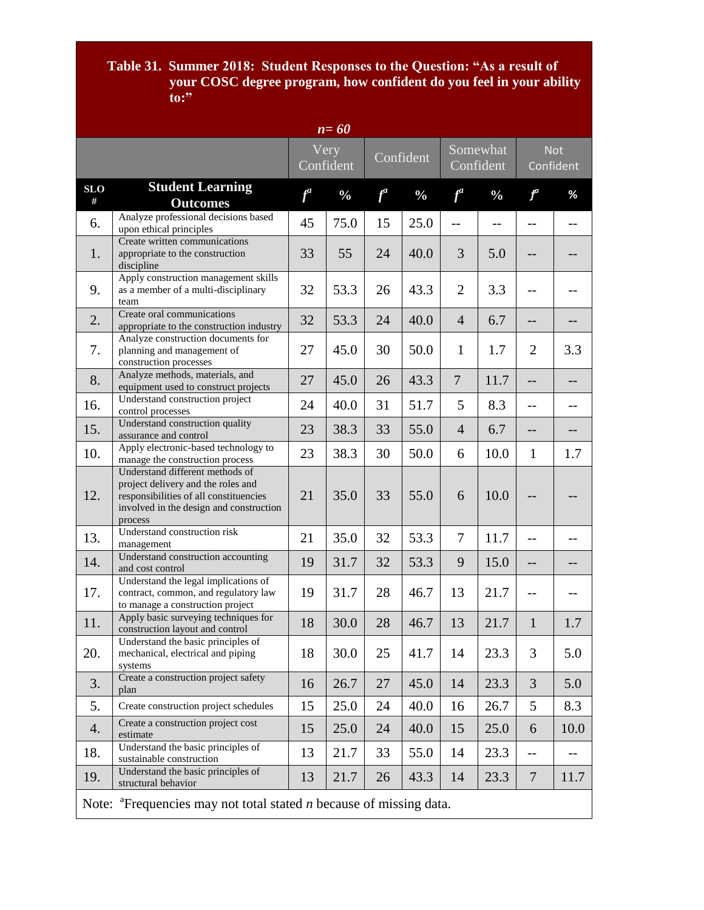**Table 31. Summer 2018: Student Responses to the Question: "As a result of your COSC degree program, how confident do you feel in your ability to:"**

*n* = 60

| | | Very Confident | | Confident | | Somewhat Confident | | Not Confident | |
|---|---|---|---|---|---|---|---|---|---|
| **SLO #** | **Student Learning Outcomes** | ***f*** [a] | **%** | ***f*** [a] | **%** | ***f*** [a] | **%** | ***f*** [a] | **%** |
| 6. | Analyze professional decisions based upon ethical principles | 45 | 75.0 | 15 | 25.0 | -- | -- | -- | -- |
| 1. | Create written communications appropriate to the construction discipline | 33 | 55 | 24 | 40.0 | 3 | 5.0 | -- | -- |
| 9. | Apply construction management skills as a member of a multi-disciplinary team | 32 | 53.3 | 26 | 43.3 | 2 | 3.3 | -- | -- |
| 2. | Create oral communications appropriate to the construction industry | 32 | 53.3 | 24 | 40.0 | 4 | 6.7 | -- | -- |
| 7. | Analyze construction documents for planning and management of construction processes | 27 | 45.0 | 30 | 50.0 | 1 | 1.7 | 2 | 3.3 |
| 8. | Analyze methods, materials, and equipment used to construct projects | 27 | 45.0 | 26 | 43.3 | 7 | 11.7 | -- | -- |
| 16. | Understand construction project control processes | 24 | 40.0 | 31 | 51.7 | 5 | 8.3 | -- | -- |
| 15. | Understand construction quality assurance and control | 23 | 38.3 | 33 | 55.0 | 4 | 6.7 | -- | -- |
| 10. | Apply electronic-based technology to manage the construction process | 23 | 38.3 | 30 | 50.0 | 6 | 10.0 | 1 | 1.7 |
| 12. | Understand different methods of project delivery and the roles and responsibilities of all constituencies involved in the design and construction process | 21 | 35.0 | 33 | 55.0 | 6 | 10.0 | -- | -- |
| 13. | Understand construction risk management | 21 | 35.0 | 32 | 53.3 | 7 | 11.7 | -- | -- |
| 14. | Understand construction accounting and cost control | 19 | 31.7 | 32 | 53.3 | 9 | 15.0 | -- | -- |
| 17. | Understand the legal implications of contract, common, and regulatory law to manage a construction project | 19 | 31.7 | 28 | 46.7 | 13 | 21.7 | -- | -- |
| 11. | Apply basic surveying techniques for construction layout and control | 18 | 30.0 | 28 | 46.7 | 13 | 21.7 | 1 | 1.7 |
| 20. | Understand the basic principles of mechanical, electrical and piping systems | 18 | 30.0 | 25 | 41.7 | 14 | 23.3 | 3 | 5.0 |
| 3. | Create a construction project safety plan | 16 | 26.7 | 27 | 45.0 | 14 | 23.3 | 3 | 5.0 |
| 5. | Create construction project schedules | 15 | 25.0 | 24 | 40.0 | 16 | 26.7 | 5 | 8.3 |
| 4. | Create a construction project cost estimate | 15 | 25.0 | 24 | 40.0 | 15 | 25.0 | 6 | 10.0 |
| 18. | Understand the basic principles of sustainable construction | 13 | 21.7 | 33 | 55.0 | 14 | 23.3 | -- | -- |
| 19. | Understand the basic principles of structural behavior | 13 | 21.7 | 26 | 43.3 | 14 | 23.3 | 7 | 11.7 |

Note: [a]Frequencies may not total stated *n* because of missing data.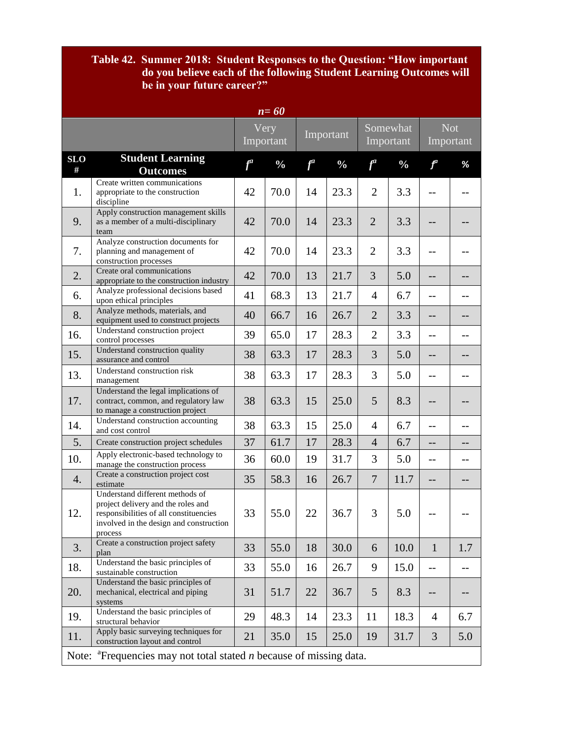**Table 42. Summer 2018: Student Responses to the Question: "How important do you believe each of the following Student Learning Outcomes will be in your future career?"**

*n= 60*

| | | Very Important | | Important | | Somewhat Important | | Not Important | |
|---|---|---|---|---|---|---|---|---|---|
| **SLO #** | **Student Learning Outcomes** | ***f*[a]** | **%** | ***f*[a]** | **%** | ***f*[a]** | **%** | ***f*[a]** | **%** |
| 1. | Create written communications appropriate to the construction discipline | 42 | 70.0 | 14 | 23.3 | 2 | 3.3 | -- | -- |
| 9. | Apply construction management skills as a member of a multi-disciplinary team | 42 | 70.0 | 14 | 23.3 | 2 | 3.3 | -- | -- |
| 7. | Analyze construction documents for planning and management of construction processes | 42 | 70.0 | 14 | 23.3 | 2 | 3.3 | -- | -- |
| 2. | Create oral communications appropriate to the construction industry | 42 | 70.0 | 13 | 21.7 | 3 | 5.0 | -- | -- |
| 6. | Analyze professional decisions based upon ethical principles | 41 | 68.3 | 13 | 21.7 | 4 | 6.7 | -- | -- |
| 8. | Analyze methods, materials, and equipment used to construct projects | 40 | 66.7 | 16 | 26.7 | 2 | 3.3 | -- | -- |
| 16. | Understand construction project control processes | 39 | 65.0 | 17 | 28.3 | 2 | 3.3 | -- | -- |
| 15. | Understand construction quality assurance and control | 38 | 63.3 | 17 | 28.3 | 3 | 5.0 | -- | -- |
| 13. | Understand construction risk management | 38 | 63.3 | 17 | 28.3 | 3 | 5.0 | -- | -- |
| 17. | Understand the legal implications of contract, common, and regulatory law to manage a construction project | 38 | 63.3 | 15 | 25.0 | 5 | 8.3 | -- | -- |
| 14. | Understand construction accounting and cost control | 38 | 63.3 | 15 | 25.0 | 4 | 6.7 | -- | -- |
| 5. | Create construction project schedules | 37 | 61.7 | 17 | 28.3 | 4 | 6.7 | -- | -- |
| 10. | Apply electronic-based technology to manage the construction process | 36 | 60.0 | 19 | 31.7 | 3 | 5.0 | -- | -- |
| 4. | Create a construction project cost estimate | 35 | 58.3 | 16 | 26.7 | 7 | 11.7 | -- | -- |
| 12. | Understand different methods of project delivery and the roles and responsibilities of all constituencies involved in the design and construction process | 33 | 55.0 | 22 | 36.7 | 3 | 5.0 | -- | -- |
| 3. | Create a construction project safety plan | 33 | 55.0 | 18 | 30.0 | 6 | 10.0 | 1 | 1.7 |
| 18. | Understand the basic principles of sustainable construction | 33 | 55.0 | 16 | 26.7 | 9 | 15.0 | -- | -- |
| 20. | Understand the basic principles of mechanical, electrical and piping systems | 31 | 51.7 | 22 | 36.7 | 5 | 8.3 | -- | -- |
| 19. | Understand the basic principles of structural behavior | 29 | 48.3 | 14 | 23.3 | 11 | 18.3 | 4 | 6.7 |
| 11. | Apply basic surveying techniques for construction layout and control | 21 | 35.0 | 15 | 25.0 | 19 | 31.7 | 3 | 5.0 |

Note: [a]Frequencies may not total stated *n* because of missing data.